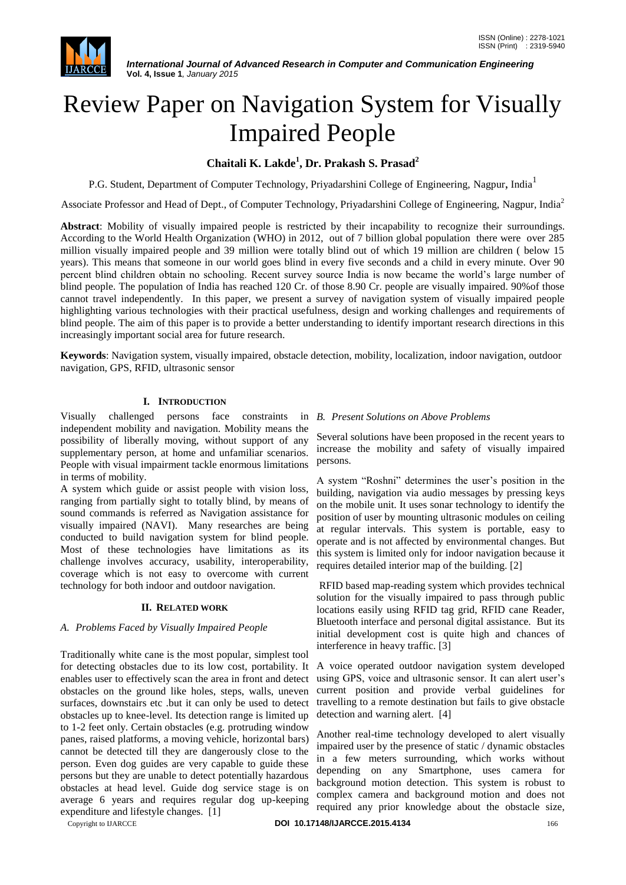# Review Paper on Navigation System for Visually Impaired People

**Chaitali K. Lakde[1], Dr. Prakash S. Prasad[2]**

P.G. Student, Department of Computer Technology, Priyadarshini College of Engineering, Nagpur, India[1]

Associate Professor and Head of Dept., of Computer Technology, Priyadarshini College of Engineering, Nagpur, India[2]

**Abstract**: Mobility of visually impaired people is restricted by their incapability to recognize their surroundings. According to the World Health Organization (WHO) in 2012, out of 7 billion global population there were over 285 million visually impaired people and 39 million were totally blind out of which 19 million are children ( below 15 years). This means that someone in our world goes blind in every five seconds and a child in every minute. Over 90 percent blind children obtain no schooling. Recent survey source India is now became the world's large number of blind people. The population of India has reached 120 Cr. of those 8.90 Cr. people are visually impaired. 90%of those cannot travel independently. In this paper, we present a survey of navigation system of visually impaired people highlighting various technologies with their practical usefulness, design and working challenges and requirements of blind people. The aim of this paper is to provide a better understanding to identify important research directions in this increasingly important social area for future research.

**Keywords**: Navigation system, visually impaired, obstacle detection, mobility, localization, indoor navigation, outdoor navigation, GPS, RFID, ultrasonic sensor

## I. Introduction

Visually challenged persons face constraints in independent mobility and navigation. Mobility means the possibility of liberally moving, without support of any supplementary person, at home and unfamiliar scenarios. People with visual impairment tackle enormous limitations in terms of mobility.

A system which guide or assist people with vision loss, ranging from partially sight to totally blind, by means of sound commands is referred as Navigation assistance for visually impaired (NAVI). Many researches are being conducted to build navigation system for blind people. Most of these technologies have limitations as its challenge involves accuracy, usability, interoperability, coverage which is not easy to overcome with current technology for both indoor and outdoor navigation.

## II. Related Work

### *A. Problems Faced by Visually Impaired People*

Traditionally white cane is the most popular, simplest tool for detecting obstacles due to its low cost, portability. It enables user to effectively scan the area in front and detect obstacles on the ground like holes, steps, walls, uneven surfaces, downstairs etc .but it can only be used to detect obstacles up to knee-level. Its detection range is limited up to 1-2 feet only. Certain obstacles (e.g. protruding window panes, raised platforms, a moving vehicle, horizontal bars) cannot be detected till they are dangerously close to the person. Even dog guides are very capable to guide these persons but they are unable to detect potentially hazardous obstacles at head level. Guide dog service stage is on average 6 years and requires regular dog up-keeping expenditure and lifestyle changes. [1]

### *B. Present Solutions on Above Problems*

Several solutions have been proposed in the recent years to increase the mobility and safety of visually impaired persons.

A system "Roshni" determines the user's position in the building, navigation via audio messages by pressing keys on the mobile unit. It uses sonar technology to identify the position of user by mounting ultrasonic modules on ceiling at regular intervals. This system is portable, easy to operate and is not affected by environmental changes. But this system is limited only for indoor navigation because it requires detailed interior map of the building. [2]

RFID based map-reading system which provides technical solution for the visually impaired to pass through public locations easily using RFID tag grid, RFID cane Reader, Bluetooth interface and personal digital assistance. But its initial development cost is quite high and chances of interference in heavy traffic. [3]

A voice operated outdoor navigation system developed using GPS, voice and ultrasonic sensor. It can alert user's current position and provide verbal guidelines for travelling to a remote destination but fails to give obstacle detection and warning alert. [4]

Another real-time technology developed to alert visually impaired user by the presence of static / dynamic obstacles in a few meters surrounding, which works without depending on any Smartphone, uses camera for background motion detection. This system is robust to complex camera and background motion and does not required any prior knowledge about the obstacle size,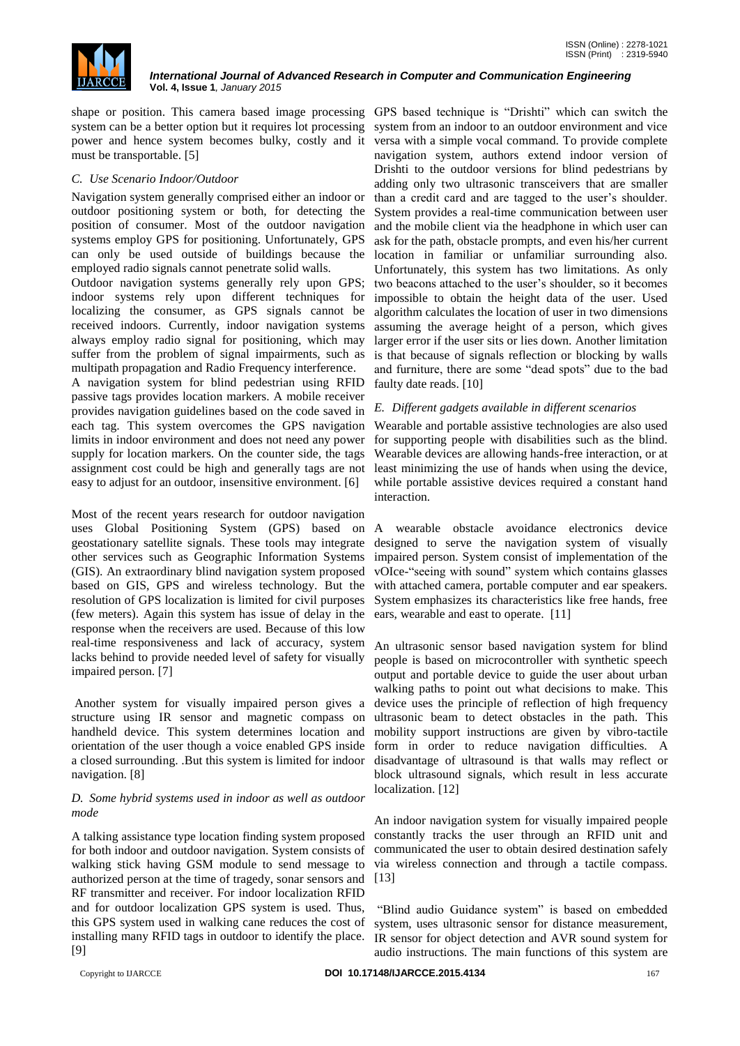shape or position. This camera based image processing system can be a better option but it requires lot processing power and hence system becomes bulky, costly and it must be transportable. [5]

### *C. Use Scenario Indoor/Outdoor*

Navigation system generally comprised either an indoor or outdoor positioning system or both, for detecting the position of consumer. Most of the outdoor navigation systems employ GPS for positioning. Unfortunately, GPS can only be used outside of buildings because the employed radio signals cannot penetrate solid walls.

Outdoor navigation systems generally rely upon GPS; indoor systems rely upon different techniques for localizing the consumer, as GPS signals cannot be received indoors. Currently, indoor navigation systems always employ radio signal for positioning, which may suffer from the problem of signal impairments, such as multipath propagation and Radio Frequency interference.

A navigation system for blind pedestrian using RFID passive tags provides location markers. A mobile receiver provides navigation guidelines based on the code saved in each tag. This system overcomes the GPS navigation limits in indoor environment and does not need any power supply for location markers. On the counter side, the tags assignment cost could be high and generally tags are not easy to adjust for an outdoor, insensitive environment. [6]

Most of the recent years research for outdoor navigation uses Global Positioning System (GPS) based on geostationary satellite signals. These tools may integrate other services such as Geographic Information Systems (GIS). An extraordinary blind navigation system proposed based on GIS, GPS and wireless technology. But the resolution of GPS localization is limited for civil purposes (few meters). Again this system has issue of delay in the response when the receivers are used. Because of this low real-time responsiveness and lack of accuracy, system lacks behind to provide needed level of safety for visually impaired person. [7]

Another system for visually impaired person gives a structure using IR sensor and magnetic compass on handheld device. This system determines location and orientation of the user though a voice enabled GPS inside a closed surrounding. .But this system is limited for indoor navigation. [8]

### *D. Some hybrid systems used in indoor as well as outdoor mode*

A talking assistance type location finding system proposed for both indoor and outdoor navigation. System consists of walking stick having GSM module to send message to authorized person at the time of tragedy, sonar sensors and RF transmitter and receiver. For indoor localization RFID and for outdoor localization GPS system is used. Thus, this GPS system used in walking cane reduces the cost of installing many RFID tags in outdoor to identify the place. [9]

GPS based technique is "Drishti" which can switch the system from an indoor to an outdoor environment and vice versa with a simple vocal command. To provide complete navigation system, authors extend indoor version of Drishti to the outdoor versions for blind pedestrians by adding only two ultrasonic transceivers that are smaller than a credit card and are tagged to the user's shoulder. System provides a real-time communication between user and the mobile client via the headphone in which user can ask for the path, obstacle prompts, and even his/her current location in familiar or unfamiliar surrounding also. Unfortunately, this system has two limitations. As only two beacons attached to the user's shoulder, so it becomes impossible to obtain the height data of the user. Used algorithm calculates the location of user in two dimensions assuming the average height of a person, which gives larger error if the user sits or lies down. Another limitation is that because of signals reflection or blocking by walls and furniture, there are some "dead spots" due to the bad faulty date reads. [10]

### *E. Different gadgets available in different scenarios*

Wearable and portable assistive technologies are also used for supporting people with disabilities such as the blind. Wearable devices are allowing hands-free interaction, or at least minimizing the use of hands when using the device, while portable assistive devices required a constant hand interaction.

A wearable obstacle avoidance electronics device designed to serve the navigation system of visually impaired person. System consist of implementation of the vOIce-"seeing with sound" system which contains glasses with attached camera, portable computer and ear speakers. System emphasizes its characteristics like free hands, free ears, wearable and east to operate. [11]

An ultrasonic sensor based navigation system for blind people is based on microcontroller with synthetic speech output and portable device to guide the user about urban walking paths to point out what decisions to make. This device uses the principle of reflection of high frequency ultrasonic beam to detect obstacles in the path. This mobility support instructions are given by vibro-tactile form in order to reduce navigation difficulties. A disadvantage of ultrasound is that walls may reflect or block ultrasound signals, which result in less accurate localization. [12]

An indoor navigation system for visually impaired people constantly tracks the user through an RFID unit and communicated the user to obtain desired destination safely via wireless connection and through a tactile compass. [13]

"Blind audio Guidance system" is based on embedded system, uses ultrasonic sensor for distance measurement, IR sensor for object detection and AVR sound system for audio instructions. The main functions of this system are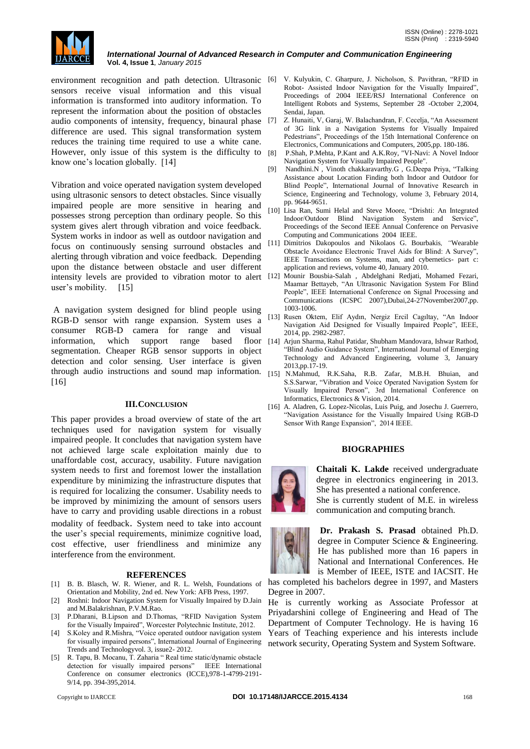environment recognition and path detection. Ultrasonic sensors receive visual information and this visual information is transformed into auditory information. To represent the information about the position of obstacles audio components of intensity, frequency, binaural phase difference are used. This signal transformation system reduces the training time required to use a white cane. However, only issue of this system is the difficulty to know one's location globally. [14]

Vibration and voice operated navigation system developed using ultrasonic sensors to detect obstacles. Since visually impaired people are more sensitive in hearing and possesses strong perception than ordinary people. So this system gives alert through vibration and voice feedback. System works in indoor as well as outdoor navigation and focus on continuously sensing surround obstacles and alerting through vibration and voice feedback. Depending upon the distance between obstacle and user different intensity levels are provided to vibration motor to alert user's mobility. [15]

A navigation system designed for blind people using RGB-D sensor with range expansion. System uses a consumer RGB-D camera for range and visual information, which support range based floor segmentation. Cheaper RGB sensor supports in object detection and color sensing. User interface is given through audio instructions and sound map information. [16]

## III. CONCLUSION

This paper provides a broad overview of state of the art techniques used for navigation system for visually impaired people. It concludes that navigation system have not achieved large scale exploitation mainly due to unaffordable cost, accuracy, usability. Future navigation system needs to first and foremost lower the installation expenditure by minimizing the infrastructure disputes that is required for localizing the consumer. Usability needs to be improved by minimizing the amount of sensors users have to carry and providing usable directions in a robust modality of feedback. System need to take into account the user's special requirements, minimize cognitive load, cost effective, user friendliness and minimize any interference from the environment.

## REFERENCES

[1] B. B. Blasch, W. R. Wiener, and R. L. Welsh, Foundations of Orientation and Mobility, 2nd ed. New York: AFB Press, 1997.

[2] Roshni: Indoor Navigation System for Visually Impaired by D.Jain and M.Balakrishnan, P.V.M.Rao.

[3] P.Dharani, B.Lipson and D.Thomas, "RFID Navigation System for the Visually Impaired", Worcester Polytechnic Institute, 2012.

[4] S.Koley and R.Mishra, "Voice operated outdoor navigation system for visually impaired persons", International Journal of Engineering Trends and Technologyvol. 3, issue2- 2012.

[5] R. Tapu, B. Mocanu, T. Zaharia " Real time static/dynamic obstacle detection for visually impaired persons" IEEE International Conference on consumer electronics (ICCE),978-1-4799-2191-9/14, pp. 394-395,2014.

[6] V. Kulyukin, C. Gharpure, J. Nicholson, S. Pavithran, "RFID in Robot- Assisted Indoor Navigation for the Visually Impaired", Proceedings of 2004 IEEE/RSJ International Conference on Intelligent Robots and Systems, September 28 -October 2,2004, Sendai, Japan.

[7] Z. Hunaiti, V, Garaj, W. Balachandran, F. Cecelja, "An Assessment of 3G link in a Navigation Systems for Visually Impaired Pedestrians", Proceedings of the 15th International Conference on Electronics, Communications and Computers, 2005,pp. 180-186.

[8] P.Shah, P.Mehta, P.Kant and A.K.Roy, "VI-Navi: A Novel Indoor Navigation System for Visually Impaired People".

[9] Nandhini.N , Vinoth chakkaravarthy.G , G.Deepa Priya, "Talking Assistance about Location Finding both Indoor and Outdoor for Blind People", International Journal of Innovative Research in Science, Engineering and Technology, volume 3, February 2014, pp. 9644-9651.

[10] Lisa Ran, Sumi Helal and Steve Moore, "Drishti: An Integrated Indoor/Outdoor Blind Navigation System and Service", Proceedings of the Second IEEE Annual Conference on Pervasive Computing and Communications 2004 IEEE.

[11] Dimitrios Dakopoulos and Nikolaos G. Bourbakis, "Wearable Obstacle Avoidance Electronic Travel Aids for Blind: A Survey", IEEE Transactions on Systems, man, and cybernetics- part c: application and reviews, volume 40, January 2010.

[12] Mounir Bousbia-Salah , Abdelghani Redjati, Mohamed Fezari, Maamar Bettayeb, "An Ultrasonic Navigation System For Blind People", IEEE International Conference on Signal Processing and Communications (ICSPC 2007),Dubai,24-27November2007,pp. 1003-1006.

[13] Rusen Oktem, Elif Aydın, Nergiz Ercil Cagıltay, "An Indoor Navigation Aid Designed for Visually Impaired People", IEEE, 2014, pp. 2982-2987.

[14] Arjun Sharma, Rahul Patidar, Shubham Mandovara, Ishwar Rathod, "Blind Audio Guidance System", International Journal of Emerging Technology and Advanced Engineering, volume 3, January 2013,pp.17-19.

[15] N.Mahmud, R.K.Saha, R.B. Zafar, M.B.H. Bhuian, and S.S.Sarwar, "Vibration and Voice Operated Navigation System for Visually Impaired Person", 3rd International Conference on Informatics, Electronics & Vision, 2014.

[16] A. Aladren, G. Lopez-Nicolas, Luis Puig, and Josechu J. Guerrero, "Navigation Assistance for the Visually Impaired Using RGB-D Sensor With Range Expansion", 2014 IEEE.

## BIOGRAPHIES

**Chaitali K. Lakde** received undergraduate degree in electronics engineering in 2013. She has presented a national conference. She is currently student of M.E. in wireless communication and computing branch.

**Dr. Prakash S. Prasad** obtained Ph.D. degree in Computer Science & Engineering. He has published more than 16 papers in National and International Conferences. He is Member of IEEE, ISTE and IACSIT. He has completed his bachelors degree in 1997, and Masters Degree in 2007.

He is currently working as Associate Professor at Priyadarshini college of Engineering and Head of The Department of Computer Technology. He is having 16 Years of Teaching experience and his interests include network security, Operating System and System Software.